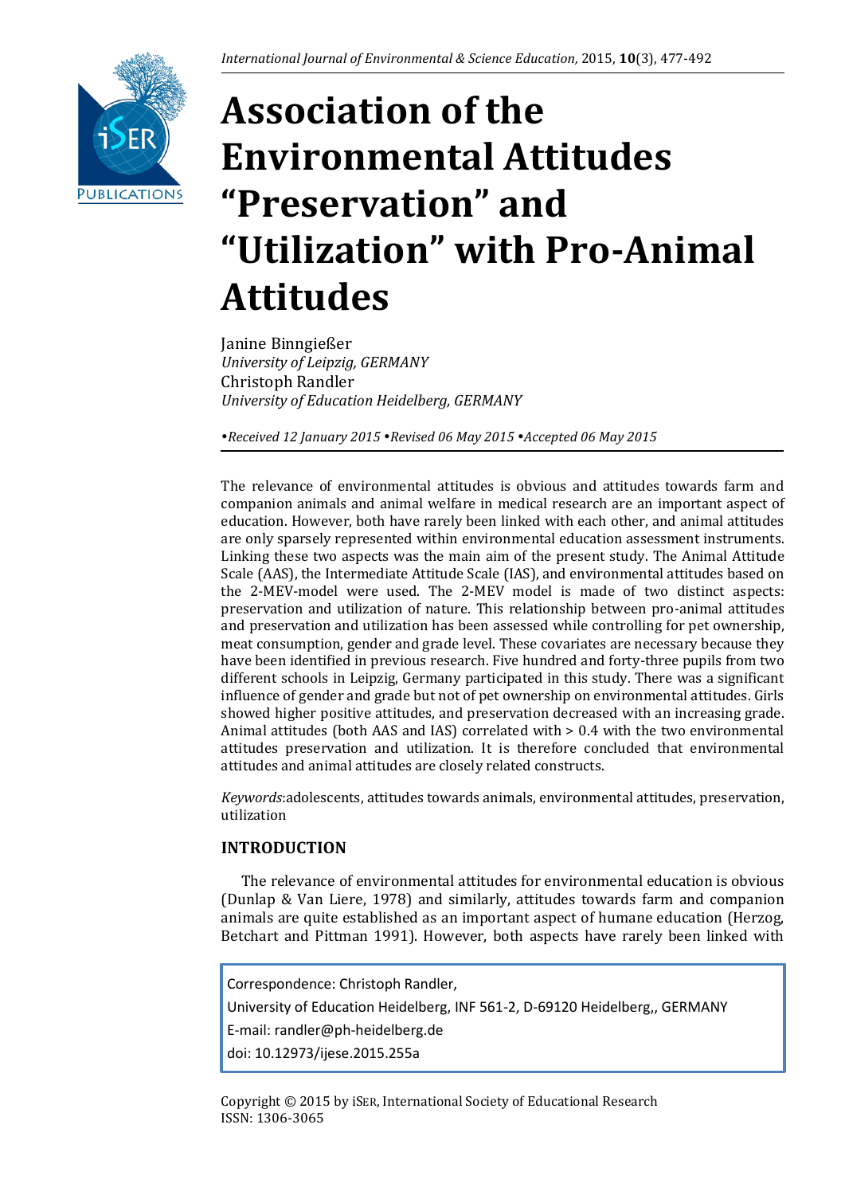# Association of the Environmental Attitudes "Preservation" and "Utilization" with Pro-Animal Attitudes

Janine Binngießer
*University of Leipzig, GERMANY*
Christoph Randler
*University of Education Heidelberg, GERMANY*

*•Received 12 January 2015 •Revised 06 May 2015 •Accepted 06 May 2015*

The relevance of environmental attitudes is obvious and attitudes towards farm and companion animals and animal welfare in medical research are an important aspect of education. However, both have rarely been linked with each other, and animal attitudes are only sparsely represented within environmental education assessment instruments. Linking these two aspects was the main aim of the present study. The Animal Attitude Scale (AAS), the Intermediate Attitude Scale (IAS), and environmental attitudes based on the 2-MEV-model were used. The 2-MEV model is made of two distinct aspects: preservation and utilization of nature. This relationship between pro-animal attitudes and preservation and utilization has been assessed while controlling for pet ownership, meat consumption, gender and grade level. These covariates are necessary because they have been identified in previous research. Five hundred and forty-three pupils from two different schools in Leipzig, Germany participated in this study. There was a significant influence of gender and grade but not of pet ownership on environmental attitudes. Girls showed higher positive attitudes, and preservation decreased with an increasing grade. Animal attitudes (both AAS and IAS) correlated with > 0.4 with the two environmental attitudes preservation and utilization. It is therefore concluded that environmental attitudes and animal attitudes are closely related constructs.

*Keywords*:adolescents, attitudes towards animals, environmental attitudes, preservation, utilization

## INTRODUCTION

The relevance of environmental attitudes for environmental education is obvious (Dunlap & Van Liere, 1978) and similarly, attitudes towards farm and companion animals are quite established as an important aspect of humane education (Herzog, Betchart and Pittman 1991). However, both aspects have rarely been linked with

Correspondence: Christoph Randler,
University of Education Heidelberg, INF 561-2, D-69120 Heidelberg,, GERMANY
E-mail: randler@ph-heidelberg.de
doi: 10.12973/ijese.2015.255a

Copyright © 2015 by iSER, International Society of Educational Research
ISSN: 1306-3065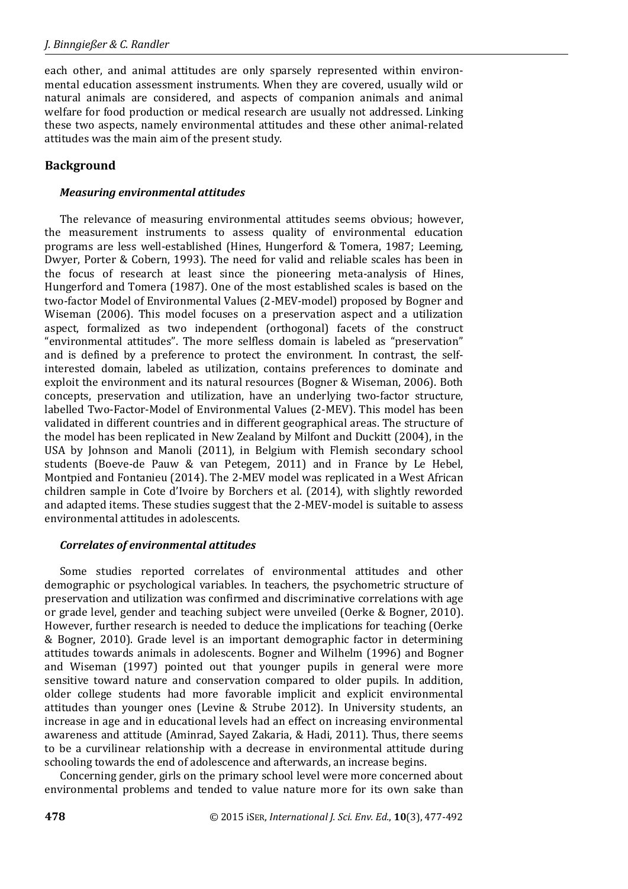each other, and animal attitudes are only sparsely represented within environmental education assessment instruments. When they are covered, usually wild or natural animals are considered, and aspects of companion animals and animal welfare for food production or medical research are usually not addressed. Linking these two aspects, namely environmental attitudes and these other animal-related attitudes was the main aim of the present study.

## Background

### *Measuring environmental attitudes*

The relevance of measuring environmental attitudes seems obvious; however, the measurement instruments to assess quality of environmental education programs are less well-established (Hines, Hungerford & Tomera, 1987; Leeming, Dwyer, Porter & Cobern, 1993). The need for valid and reliable scales has been in the focus of research at least since the pioneering meta-analysis of Hines, Hungerford and Tomera (1987). One of the most established scales is based on the two-factor Model of Environmental Values (2-MEV-model) proposed by Bogner and Wiseman (2006). This model focuses on a preservation aspect and a utilization aspect, formalized as two independent (orthogonal) facets of the construct "environmental attitudes". The more selfless domain is labeled as "preservation" and is defined by a preference to protect the environment. In contrast, the self-interested domain, labeled as utilization, contains preferences to dominate and exploit the environment and its natural resources (Bogner & Wiseman, 2006). Both concepts, preservation and utilization, have an underlying two-factor structure, labelled Two-Factor-Model of Environmental Values (2-MEV). This model has been validated in different countries and in different geographical areas. The structure of the model has been replicated in New Zealand by Milfont and Duckitt (2004), in the USA by Johnson and Manoli (2011), in Belgium with Flemish secondary school students (Boeve-de Pauw & van Petegem, 2011) and in France by Le Hebel, Montpied and Fontanieu (2014). The 2-MEV model was replicated in a West African children sample in Cote d'Ivoire by Borchers et al. (2014), with slightly reworded and adapted items. These studies suggest that the 2-MEV-model is suitable to assess environmental attitudes in adolescents.

### *Correlates of environmental attitudes*

Some studies reported correlates of environmental attitudes and other demographic or psychological variables. In teachers, the psychometric structure of preservation and utilization was confirmed and discriminative correlations with age or grade level, gender and teaching subject were unveiled (Oerke & Bogner, 2010). However, further research is needed to deduce the implications for teaching (Oerke & Bogner, 2010). Grade level is an important demographic factor in determining attitudes towards animals in adolescents. Bogner and Wilhelm (1996) and Bogner and Wiseman (1997) pointed out that younger pupils in general were more sensitive toward nature and conservation compared to older pupils. In addition, older college students had more favorable implicit and explicit environmental attitudes than younger ones (Levine & Strube 2012). In University students, an increase in age and in educational levels had an effect on increasing environmental awareness and attitude (Aminrad, Sayed Zakaria, & Hadi, 2011). Thus, there seems to be a curvilinear relationship with a decrease in environmental attitude during schooling towards the end of adolescence and afterwards, an increase begins.

Concerning gender, girls on the primary school level were more concerned about environmental problems and tended to value nature more for its own sake than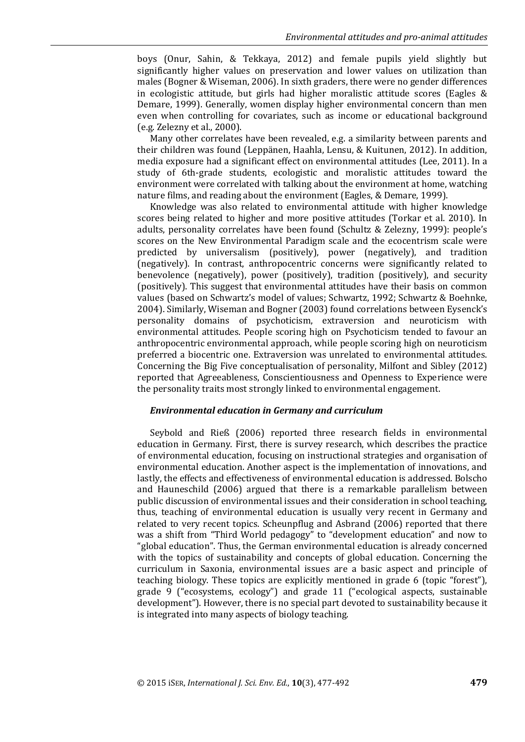boys (Onur, Sahin, & Tekkaya, 2012) and female pupils yield slightly but significantly higher values on preservation and lower values on utilization than males (Bogner & Wiseman, 2006). In sixth graders, there were no gender differences in ecologistic attitude, but girls had higher moralistic attitude scores (Eagles & Demare, 1999). Generally, women display higher environmental concern than men even when controlling for covariates, such as income or educational background (e.g. Zelezny et al., 2000).

Many other correlates have been revealed, e.g. a similarity between parents and their children was found (Leppänen, Haahla, Lensu, & Kuitunen, 2012). In addition, media exposure had a significant effect on environmental attitudes (Lee, 2011). In a study of 6th-grade students, ecologistic and moralistic attitudes toward the environment were correlated with talking about the environment at home, watching nature films, and reading about the environment (Eagles, & Demare, 1999).

Knowledge was also related to environmental attitude with higher knowledge scores being related to higher and more positive attitudes (Torkar et al. 2010). In adults, personality correlates have been found (Schultz & Zelezny, 1999): people's scores on the New Environmental Paradigm scale and the ecocentrism scale were predicted by universalism (positively), power (negatively), and tradition (negatively). In contrast, anthropocentric concerns were significantly related to benevolence (negatively), power (positively), tradition (positively), and security (positively). This suggest that environmental attitudes have their basis on common values (based on Schwartz's model of values; Schwartz, 1992; Schwartz & Boehnke, 2004). Similarly, Wiseman and Bogner (2003) found correlations between Eysenck's personality domains of psychoticism, extraversion and neuroticism with environmental attitudes. People scoring high on Psychoticism tended to favour an anthropocentric environmental approach, while people scoring high on neuroticism preferred a biocentric one. Extraversion was unrelated to environmental attitudes. Concerning the Big Five conceptualisation of personality, Milfont and Sibley (2012) reported that Agreeableness, Conscientiousness and Openness to Experience were the personality traits most strongly linked to environmental engagement.

### *Environmental education in Germany and curriculum*

Seybold and Rieß (2006) reported three research fields in environmental education in Germany. First, there is survey research, which describes the practice of environmental education, focusing on instructional strategies and organisation of environmental education. Another aspect is the implementation of innovations, and lastly, the effects and effectiveness of environmental education is addressed. Bolscho and Hauneschild (2006) argued that there is a remarkable parallelism between public discussion of environmental issues and their consideration in school teaching, thus, teaching of environmental education is usually very recent in Germany and related to very recent topics. Scheunpflug and Asbrand (2006) reported that there was a shift from "Third World pedagogy" to "development education" and now to "global education". Thus, the German environmental education is already concerned with the topics of sustainability and concepts of global education. Concerning the curriculum in Saxonia, environmental issues are a basic aspect and principle of teaching biology. These topics are explicitly mentioned in grade 6 (topic "forest"), grade 9 ("ecosystems, ecology") and grade 11 ("ecological aspects, sustainable development"). However, there is no special part devoted to sustainability because it is integrated into many aspects of biology teaching.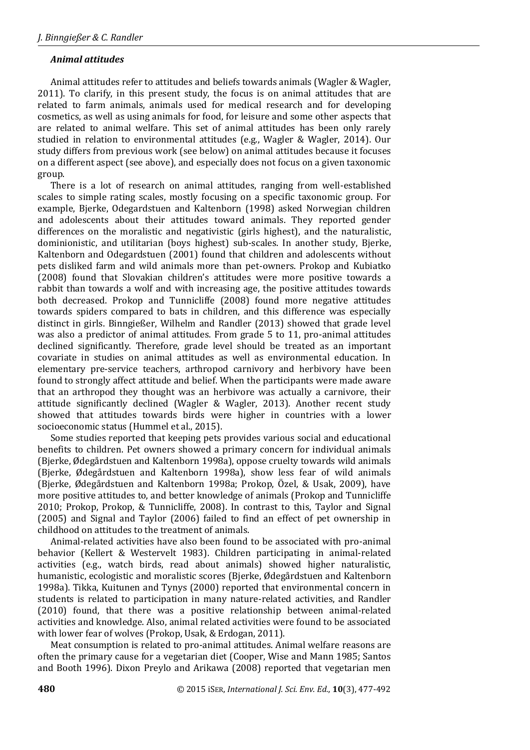### *Animal attitudes*

Animal attitudes refer to attitudes and beliefs towards animals (Wagler & Wagler, 2011). To clarify, in this present study, the focus is on animal attitudes that are related to farm animals, animals used for medical research and for developing cosmetics, as well as using animals for food, for leisure and some other aspects that are related to animal welfare. This set of animal attitudes has been only rarely studied in relation to environmental attitudes (e.g., Wagler & Wagler, 2014). Our study differs from previous work (see below) on animal attitudes because it focuses on a different aspect (see above), and especially does not focus on a given taxonomic group.

There is a lot of research on animal attitudes, ranging from well-established scales to simple rating scales, mostly focusing on a specific taxonomic group. For example, Bjerke, Odegardstuen and Kaltenborn (1998) asked Norwegian children and adolescents about their attitudes toward animals. They reported gender differences on the moralistic and negativistic (girls highest), and the naturalistic, dominionistic, and utilitarian (boys highest) sub-scales. In another study, Bjerke, Kaltenborn and Odegardstuen (2001) found that children and adolescents without pets disliked farm and wild animals more than pet-owners. Prokop and Kubiatko (2008) found that Slovakian children's attitudes were more positive towards a rabbit than towards a wolf and with increasing age, the positive attitudes towards both decreased. Prokop and Tunnicliffe (2008) found more negative attitudes towards spiders compared to bats in children, and this difference was especially distinct in girls. Binngießer, Wilhelm and Randler (2013) showed that grade level was also a predictor of animal attitudes. From grade 5 to 11, pro-animal attitudes declined significantly. Therefore, grade level should be treated as an important covariate in studies on animal attitudes as well as environmental education. In elementary pre-service teachers, arthropod carnivory and herbivory have been found to strongly affect attitude and belief. When the participants were made aware that an arthropod they thought was an herbivore was actually a carnivore, their attitude significantly declined (Wagler & Wagler, 2013). Another recent study showed that attitudes towards birds were higher in countries with a lower socioeconomic status (Hummel et al., 2015).

Some studies reported that keeping pets provides various social and educational benefits to children. Pet owners showed a primary concern for individual animals (Bjerke, Ødegårdstuen and Kaltenborn 1998a), oppose cruelty towards wild animals (Bjerke, Ødegårdstuen and Kaltenborn 1998a), show less fear of wild animals (Bjerke, Ødegårdstuen and Kaltenborn 1998a; Prokop, Özel, & Usak, 2009), have more positive attitudes to, and better knowledge of animals (Prokop and Tunnicliffe 2010; Prokop, Prokop, & Tunnicliffe, 2008). In contrast to this, Taylor and Signal (2005) and Signal and Taylor (2006) failed to find an effect of pet ownership in childhood on attitudes to the treatment of animals.

Animal-related activities have also been found to be associated with pro-animal behavior (Kellert & Westervelt 1983). Children participating in animal-related activities (e.g., watch birds, read about animals) showed higher naturalistic, humanistic, ecologistic and moralistic scores (Bjerke, Ødegårdstuen and Kaltenborn 1998a). Tikka, Kuitunen and Tynys (2000) reported that environmental concern in students is related to participation in many nature-related activities, and Randler (2010) found, that there was a positive relationship between animal-related activities and knowledge. Also, animal related activities were found to be associated with lower fear of wolves (Prokop, Usak, & Erdogan, 2011).

Meat consumption is related to pro-animal attitudes. Animal welfare reasons are often the primary cause for a vegetarian diet (Cooper, Wise and Mann 1985; Santos and Booth 1996). Dixon Preylo and Arikawa (2008) reported that vegetarian men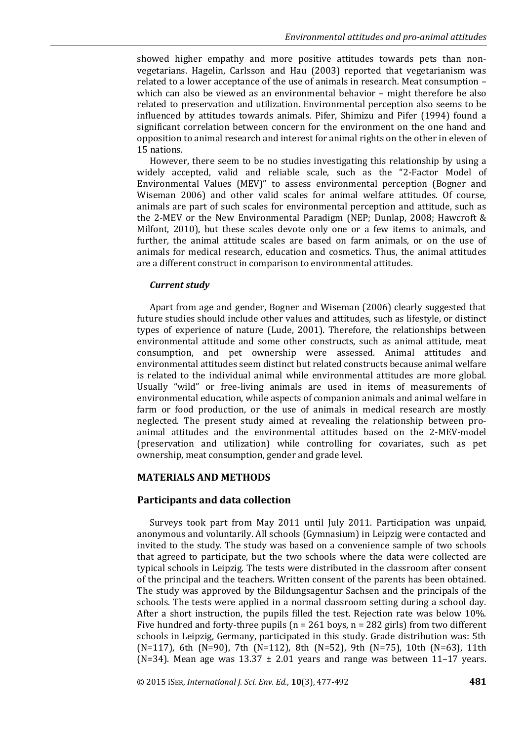showed higher empathy and more positive attitudes towards pets than non-vegetarians. Hagelin, Carlsson and Hau (2003) reported that vegetarianism was related to a lower acceptance of the use of animals in research. Meat consumption – which can also be viewed as an environmental behavior – might therefore be also related to preservation and utilization. Environmental perception also seems to be influenced by attitudes towards animals. Pifer, Shimizu and Pifer (1994) found a significant correlation between concern for the environment on the one hand and opposition to animal research and interest for animal rights on the other in eleven of 15 nations.

However, there seem to be no studies investigating this relationship by using a widely accepted, valid and reliable scale, such as the "2-Factor Model of Environmental Values (MEV)" to assess environmental perception (Bogner and Wiseman 2006) and other valid scales for animal welfare attitudes. Of course, animals are part of such scales for environmental perception and attitude, such as the 2-MEV or the New Environmental Paradigm (NEP; Dunlap, 2008; Hawcroft & Milfont, 2010), but these scales devote only one or a few items to animals, and further, the animal attitude scales are based on farm animals, or on the use of animals for medical research, education and cosmetics. Thus, the animal attitudes are a different construct in comparison to environmental attitudes.

### *Current study*

Apart from age and gender, Bogner and Wiseman (2006) clearly suggested that future studies should include other values and attitudes, such as lifestyle, or distinct types of experience of nature (Lude, 2001). Therefore, the relationships between environmental attitude and some other constructs, such as animal attitude, meat consumption, and pet ownership were assessed. Animal attitudes and environmental attitudes seem distinct but related constructs because animal welfare is related to the individual animal while environmental attitudes are more global. Usually "wild" or free-living animals are used in items of measurements of environmental education, while aspects of companion animals and animal welfare in farm or food production, or the use of animals in medical research are mostly neglected. The present study aimed at revealing the relationship between pro-animal attitudes and the environmental attitudes based on the 2-MEV-model (preservation and utilization) while controlling for covariates, such as pet ownership, meat consumption, gender and grade level.

## MATERIALS AND METHODS

### Participants and data collection

Surveys took part from May 2011 until July 2011. Participation was unpaid, anonymous and voluntarily. All schools (Gymnasium) in Leipzig were contacted and invited to the study. The study was based on a convenience sample of two schools that agreed to participate, but the two schools where the data were collected are typical schools in Leipzig. The tests were distributed in the classroom after consent of the principal and the teachers. Written consent of the parents has been obtained. The study was approved by the Bildungsagentur Sachsen and the principals of the schools. The tests were applied in a normal classroom setting during a school day. After a short instruction, the pupils filled the test. Rejection rate was below 10%. Five hundred and forty-three pupils (n = 261 boys, n = 282 girls) from two different schools in Leipzig, Germany, participated in this study. Grade distribution was: 5th (N=117), 6th (N=90), 7th (N=112), 8th (N=52), 9th (N=75), 10th (N=63), 11th (N=34). Mean age was 13.37 ± 2.01 years and range was between 11–17 years.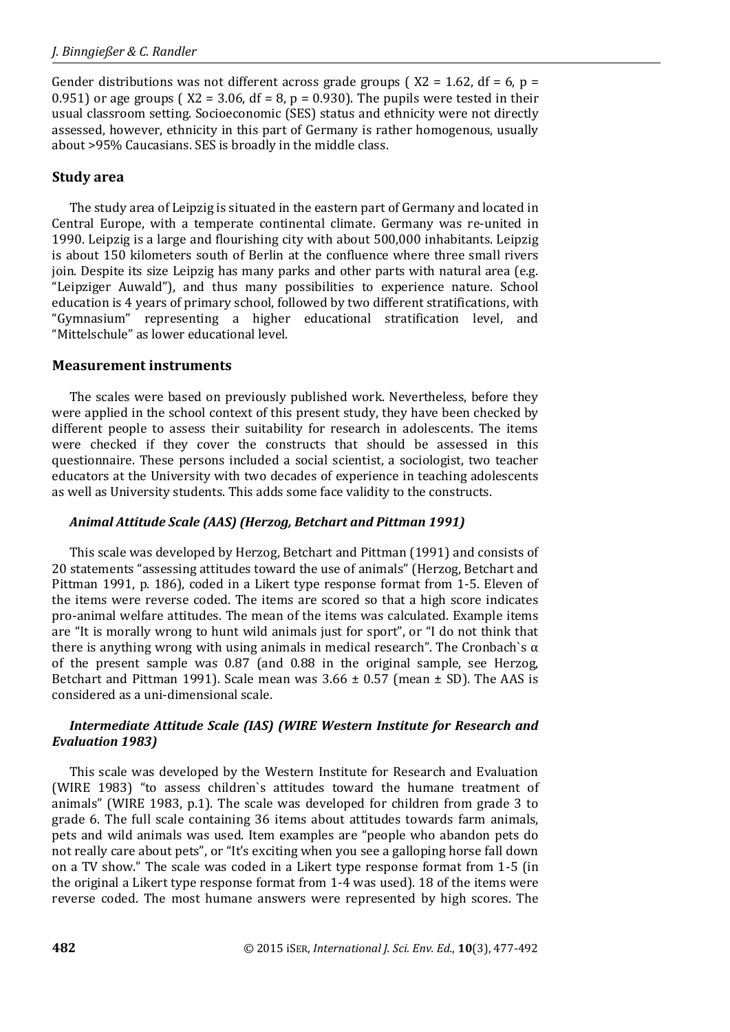Gender distributions was not different across grade groups ( $X2 = 1.62$, $df = 6$, $p = 0.951$) or age groups ( $X2 = 3.06$, $df = 8$, $p = 0.930$). The pupils were tested in their usual classroom setting. Socioeconomic (SES) status and ethnicity were not directly assessed, however, ethnicity in this part of Germany is rather homogenous, usually about >95% Caucasians. SES is broadly in the middle class.

## Study area

The study area of Leipzig is situated in the eastern part of Germany and located in Central Europe, with a temperate continental climate. Germany was re-united in 1990. Leipzig is a large and flourishing city with about 500,000 inhabitants. Leipzig is about 150 kilometers south of Berlin at the confluence where three small rivers join. Despite its size Leipzig has many parks and other parts with natural area (e.g. "Leipziger Auwald"), and thus many possibilities to experience nature. School education is 4 years of primary school, followed by two different stratifications, with "Gymnasium" representing a higher educational stratification level, and "Mittelschule" as lower educational level.

## Measurement instruments

The scales were based on previously published work. Nevertheless, before they were applied in the school context of this present study, they have been checked by different people to assess their suitability for research in adolescents. The items were checked if they cover the constructs that should be assessed in this questionnaire. These persons included a social scientist, a sociologist, two teacher educators at the University with two decades of experience in teaching adolescents as well as University students. This adds some face validity to the constructs.

### *Animal Attitude Scale (AAS) (Herzog, Betchart and Pittman 1991)*

This scale was developed by Herzog, Betchart and Pittman (1991) and consists of 20 statements "assessing attitudes toward the use of animals" (Herzog, Betchart and Pittman 1991, p. 186), coded in a Likert type response format from 1-5. Eleven of the items were reverse coded. The items are scored so that a high score indicates pro-animal welfare attitudes. The mean of the items was calculated. Example items are "It is morally wrong to hunt wild animals just for sport", or "I do not think that there is anything wrong with using animals in medical research". The Cronbach`s α of the present sample was 0.87 (and 0.88 in the original sample, see Herzog, Betchart and Pittman 1991). Scale mean was $3.66 \pm 0.57$ (mean ± SD). The AAS is considered as a uni-dimensional scale.

### *Intermediate Attitude Scale (IAS) (WIRE Western Institute for Research and Evaluation 1983)*

This scale was developed by the Western Institute for Research and Evaluation (WIRE 1983) "to assess children`s attitudes toward the humane treatment of animals" (WIRE 1983, p.1). The scale was developed for children from grade 3 to grade 6. The full scale containing 36 items about attitudes towards farm animals, pets and wild animals was used. Item examples are "people who abandon pets do not really care about pets", or "It's exciting when you see a galloping horse fall down on a TV show." The scale was coded in a Likert type response format from 1-5 (in the original a Likert type response format from 1-4 was used). 18 of the items were reverse coded. The most humane answers were represented by high scores. The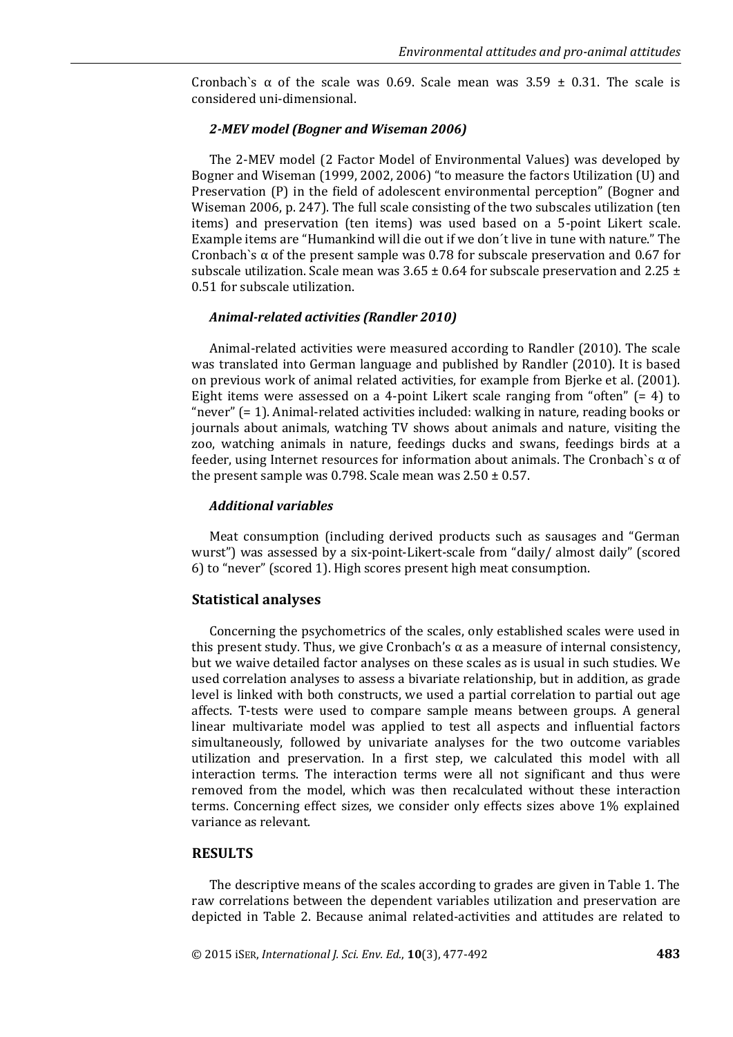Cronbach`s α of the scale was 0.69. Scale mean was 3.59 ± 0.31. The scale is considered uni-dimensional.

#### *2-MEV model (Bogner and Wiseman 2006)*

The 2-MEV model (2 Factor Model of Environmental Values) was developed by Bogner and Wiseman (1999, 2002, 2006) "to measure the factors Utilization (U) and Preservation (P) in the field of adolescent environmental perception" (Bogner and Wiseman 2006, p. 247). The full scale consisting of the two subscales utilization (ten items) and preservation (ten items) was used based on a 5-point Likert scale. Example items are "Humankind will die out if we don´t live in tune with nature." The Cronbach`s α of the present sample was 0.78 for subscale preservation and 0.67 for subscale utilization. Scale mean was 3.65 ± 0.64 for subscale preservation and 2.25 ± 0.51 for subscale utilization.

#### *Animal-related activities (Randler 2010)*

Animal-related activities were measured according to Randler (2010). The scale was translated into German language and published by Randler (2010). It is based on previous work of animal related activities, for example from Bjerke et al. (2001). Eight items were assessed on a 4-point Likert scale ranging from "often" (= 4) to "never" (= 1). Animal-related activities included: walking in nature, reading books or journals about animals, watching TV shows about animals and nature, visiting the zoo, watching animals in nature, feedings ducks and swans, feedings birds at a feeder, using Internet resources for information about animals. The Cronbach`s α of the present sample was 0.798. Scale mean was 2.50 ± 0.57.

#### *Additional variables*

Meat consumption (including derived products such as sausages and "German wurst") was assessed by a six-point-Likert-scale from "daily/ almost daily" (scored 6) to "never" (scored 1). High scores present high meat consumption.

### Statistical analyses

Concerning the psychometrics of the scales, only established scales were used in this present study. Thus, we give Cronbach's α as a measure of internal consistency, but we waive detailed factor analyses on these scales as is usual in such studies. We used correlation analyses to assess a bivariate relationship, but in addition, as grade level is linked with both constructs, we used a partial correlation to partial out age affects. T-tests were used to compare sample means between groups. A general linear multivariate model was applied to test all aspects and influential factors simultaneously, followed by univariate analyses for the two outcome variables utilization and preservation. In a first step, we calculated this model with all interaction terms. The interaction terms were all not significant and thus were removed from the model, which was then recalculated without these interaction terms. Concerning effect sizes, we consider only effects sizes above 1% explained variance as relevant.

## RESULTS

The descriptive means of the scales according to grades are given in Table 1. The raw correlations between the dependent variables utilization and preservation are depicted in Table 2. Because animal related-activities and attitudes are related to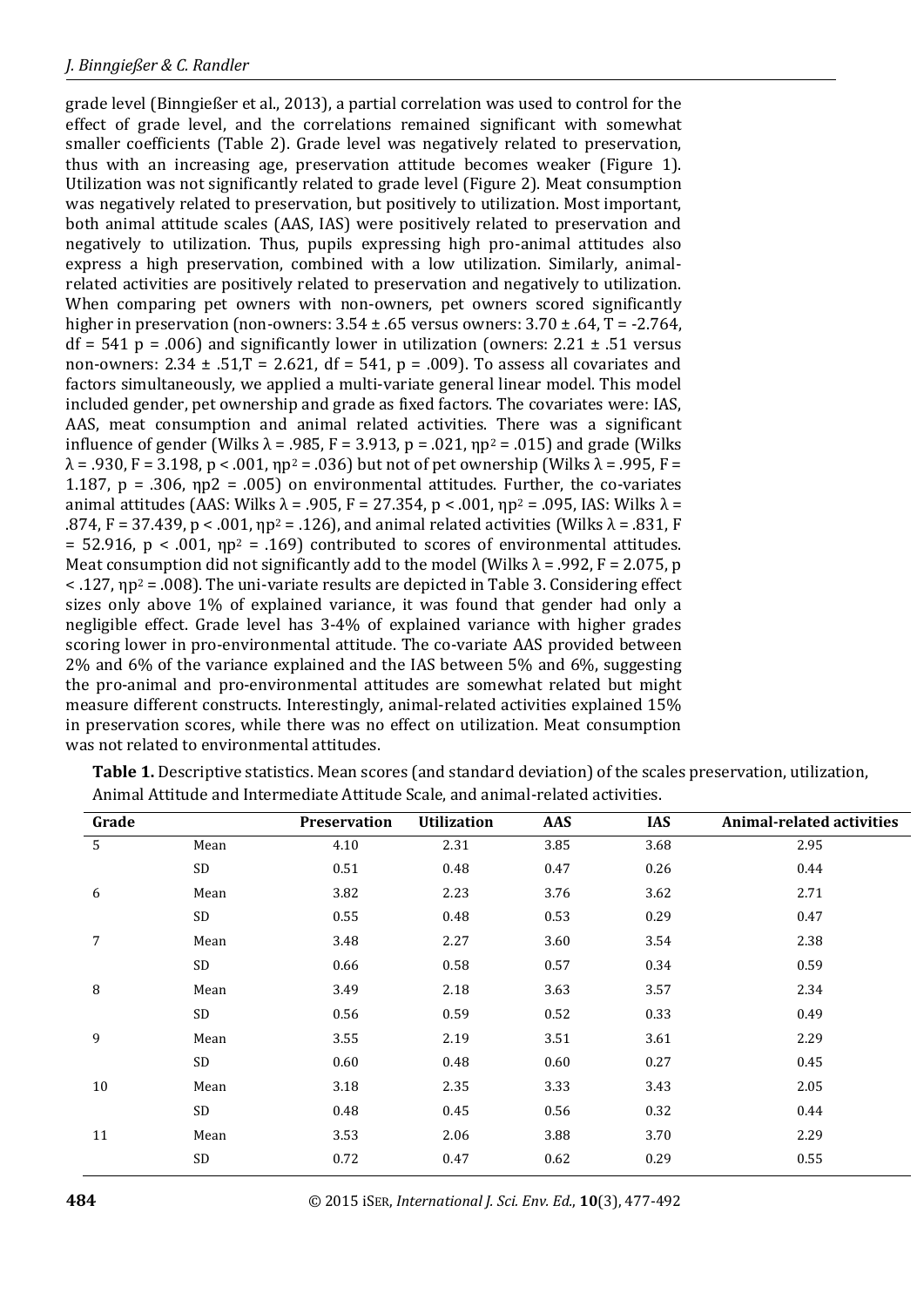grade level (Binngießer et al., 2013), a partial correlation was used to control for the effect of grade level, and the correlations remained significant with somewhat smaller coefficients (Table 2). Grade level was negatively related to preservation, thus with an increasing age, preservation attitude becomes weaker (Figure 1). Utilization was not significantly related to grade level (Figure 2). Meat consumption was negatively related to preservation, but positively to utilization. Most important, both animal attitude scales (AAS, IAS) were positively related to preservation and negatively to utilization. Thus, pupils expressing high pro-animal attitudes also express a high preservation, combined with a low utilization. Similarly, animal-related activities are positively related to preservation and negatively to utilization. When comparing pet owners with non-owners, pet owners scored significantly higher in preservation (non-owners: 3.54 ± .65 versus owners: 3.70 ± .64, T = -2.764, df = 541 p = .006) and significantly lower in utilization (owners: 2.21 ± .51 versus non-owners: 2.34 ± .51,T = 2.621, df = 541, p = .009). To assess all covariates and factors simultaneously, we applied a multi-variate general linear model. This model included gender, pet ownership and grade as fixed factors. The covariates were: IAS, AAS, meat consumption and animal related activities. There was a significant influence of gender (Wilks λ = .985, F = 3.913, p = .021, $\eta p^2$ = .015) and grade (Wilks λ = .930, F = 3.198, p < .001, $\eta p^2$ = .036) but not of pet ownership (Wilks λ = .995, F = 1.187, p = .306, ηp2 = .005) on environmental attitudes. Further, the co-variates animal attitudes (AAS: Wilks λ = .905, F = 27.354, p < .001, $\eta p^2$ = .095, IAS: Wilks λ = .874, F = 37.439, p < .001, $\eta p^2$ = .126), and animal related activities (Wilks λ = .831, F = 52.916, p < .001, $\eta p^2$ = .169) contributed to scores of environmental attitudes. Meat consumption did not significantly add to the model (Wilks λ = .992, F = 2.075, p < .127, $\eta p^2$ = .008). The uni-variate results are depicted in Table 3. Considering effect sizes only above 1% of explained variance, it was found that gender had only a negligible effect. Grade level has 3-4% of explained variance with higher grades scoring lower in pro-environmental attitude. The co-variate AAS provided between 2% and 6% of the variance explained and the IAS between 5% and 6%, suggesting the pro-animal and pro-environmental attitudes are somewhat related but might measure different constructs. Interestingly, animal-related activities explained 15% in preservation scores, while there was no effect on utilization. Meat consumption was not related to environmental attitudes.

**Table 1.** Descriptive statistics. Mean scores (and standard deviation) of the scales preservation, utilization, Animal Attitude and Intermediate Attitude Scale, and animal-related activities.

| Grade | | Preservation | Utilization | AAS | IAS | Animal-related activities |
|---|---|---|---|---|---|---|
| 5 | Mean | 4.10 | 2.31 | 3.85 | 3.68 | 2.95 |
| | SD | 0.51 | 0.48 | 0.47 | 0.26 | 0.44 |
| 6 | Mean | 3.82 | 2.23 | 3.76 | 3.62 | 2.71 |
| | SD | 0.55 | 0.48 | 0.53 | 0.29 | 0.47 |
| 7 | Mean | 3.48 | 2.27 | 3.60 | 3.54 | 2.38 |
| | SD | 0.66 | 0.58 | 0.57 | 0.34 | 0.59 |
| 8 | Mean | 3.49 | 2.18 | 3.63 | 3.57 | 2.34 |
| | SD | 0.56 | 0.59 | 0.52 | 0.33 | 0.49 |
| 9 | Mean | 3.55 | 2.19 | 3.51 | 3.61 | 2.29 |
| | SD | 0.60 | 0.48 | 0.60 | 0.27 | 0.45 |
| 10 | Mean | 3.18 | 2.35 | 3.33 | 3.43 | 2.05 |
| | SD | 0.48 | 0.45 | 0.56 | 0.32 | 0.44 |
| 11 | Mean | 3.53 | 2.06 | 3.88 | 3.70 | 2.29 |
| | SD | 0.72 | 0.47 | 0.62 | 0.29 | 0.55 |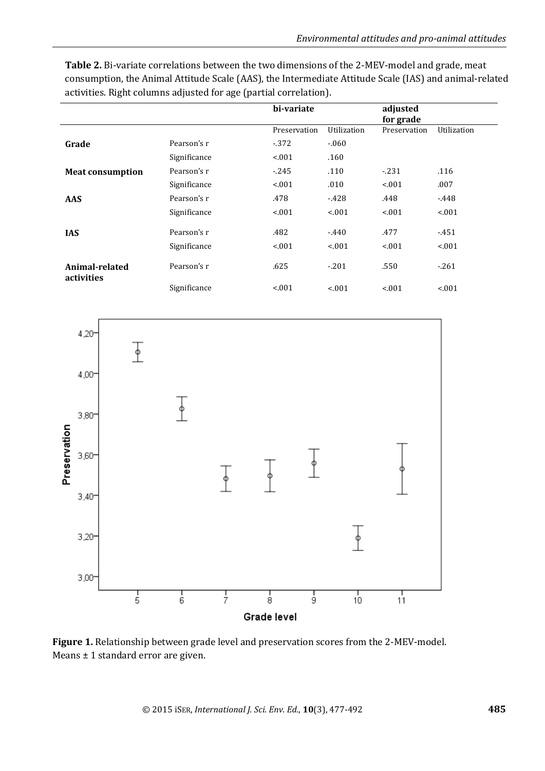**Table 2.** Bi-variate correlations between the two dimensions of the 2-MEV-model and grade, meat consumption, the Animal Attitude Scale (AAS), the Intermediate Attitude Scale (IAS) and animal-related activities. Right columns adjusted for age (partial correlation).

| | | bi-variate | | adjusted for grade | |
|---|---|---|---|---|---|
| | | Preservation | Utilization | Preservation | Utilization |
| **Grade** | Pearson's r | -.372 | -.060 | | |
| | Significance | <.001 | .160 | | |
| **Meat consumption** | Pearson's r | -.245 | .110 | -.231 | .116 |
| | Significance | <.001 | .010 | <.001 | .007 |
| **AAS** | Pearson's r | .478 | -.428 | .448 | -.448 |
| | Significance | <.001 | <.001 | <.001 | <.001 |
| **IAS** | Pearson's r | .482 | -.440 | .477 | -.451 |
| | Significance | <.001 | <.001 | <.001 | <.001 |
| **Animal-related activities** | Pearson's r | .625 | -.201 | .550 | -.261 |
| | Significance | <.001 | <.001 | <.001 | <.001 |

**Figure 1.** Relationship between grade level and preservation scores from the 2-MEV-model. Means ± 1 standard error are given.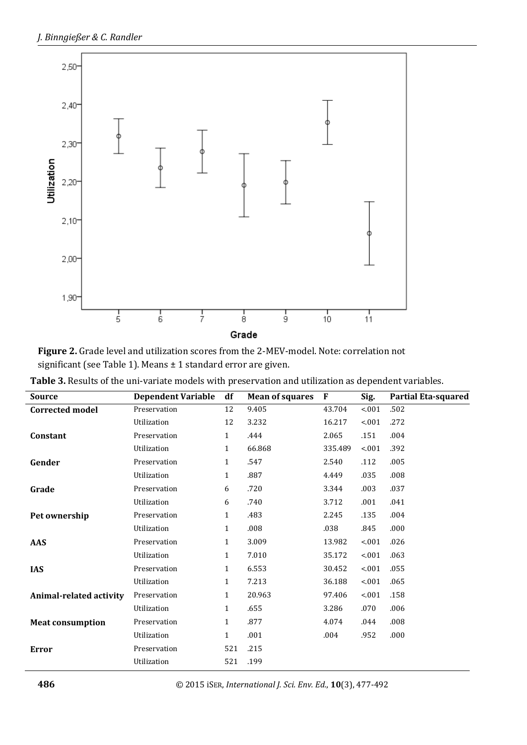**Figure 2.** Grade level and utilization scores from the 2-MEV-model. Note: correlation not significant (see Table 1). Means ± 1 standard error are given.

**Table 3.** Results of the uni-variate models with preservation and utilization as dependent variables.

| Source | Dependent Variable | df | Mean of squares | F | Sig. | Partial Eta-squared |
|---|---|---|---|---|---|---|
| **Corrected model** | Preservation | 12 | 9.405 | 43.704 | <.001 | .502 |
| | Utilization | 12 | 3.232 | 16.217 | <.001 | .272 |
| **Constant** | Preservation | 1 | .444 | 2.065 | .151 | .004 |
| | Utilization | 1 | 66.868 | 335.489 | <.001 | .392 |
| **Gender** | Preservation | 1 | .547 | 2.540 | .112 | .005 |
| | Utilization | 1 | .887 | 4.449 | .035 | .008 |
| **Grade** | Preservation | 6 | .720 | 3.344 | .003 | .037 |
| | Utilization | 6 | .740 | 3.712 | .001 | .041 |
| **Pet ownership** | Preservation | 1 | .483 | 2.245 | .135 | .004 |
| | Utilization | 1 | .008 | .038 | .845 | .000 |
| **AAS** | Preservation | 1 | 3.009 | 13.982 | <.001 | .026 |
| | Utilization | 1 | 7.010 | 35.172 | <.001 | .063 |
| **IAS** | Preservation | 1 | 6.553 | 30.452 | <.001 | .055 |
| | Utilization | 1 | 7.213 | 36.188 | <.001 | .065 |
| **Animal-related activity** | Preservation | 1 | 20.963 | 97.406 | <.001 | .158 |
| | Utilization | 1 | .655 | 3.286 | .070 | .006 |
| **Meat consumption** | Preservation | 1 | .877 | 4.074 | .044 | .008 |
| | Utilization | 1 | .001 | .004 | .952 | .000 |
| **Error** | Preservation | 521 | .215 | | | |
| | Utilization | 521 | .199 | | | |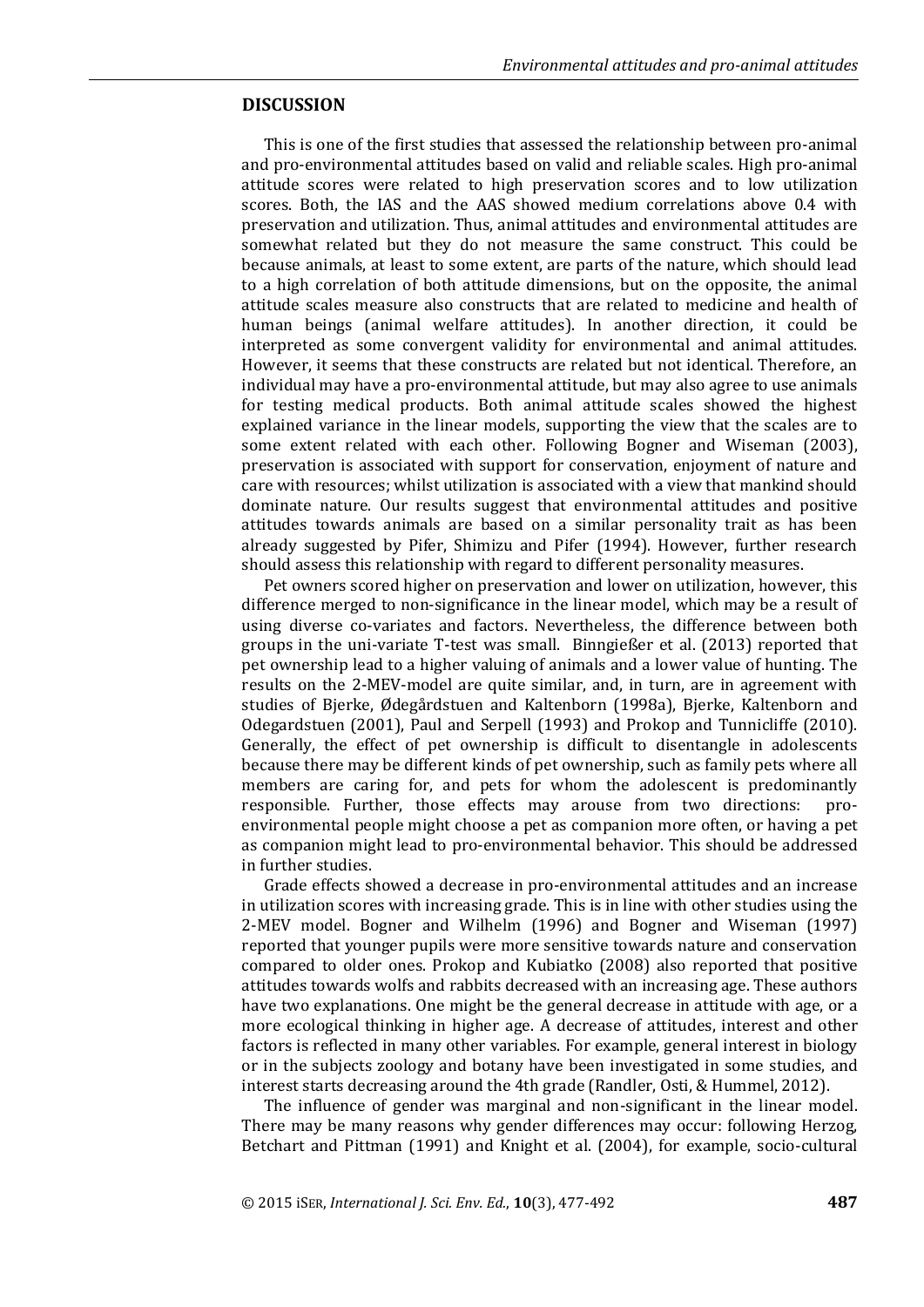## DISCUSSION

This is one of the first studies that assessed the relationship between pro-animal and pro-environmental attitudes based on valid and reliable scales. High pro-animal attitude scores were related to high preservation scores and to low utilization scores. Both, the IAS and the AAS showed medium correlations above 0.4 with preservation and utilization. Thus, animal attitudes and environmental attitudes are somewhat related but they do not measure the same construct. This could be because animals, at least to some extent, are parts of the nature, which should lead to a high correlation of both attitude dimensions, but on the opposite, the animal attitude scales measure also constructs that are related to medicine and health of human beings (animal welfare attitudes). In another direction, it could be interpreted as some convergent validity for environmental and animal attitudes. However, it seems that these constructs are related but not identical. Therefore, an individual may have a pro-environmental attitude, but may also agree to use animals for testing medical products. Both animal attitude scales showed the highest explained variance in the linear models, supporting the view that the scales are to some extent related with each other. Following Bogner and Wiseman (2003), preservation is associated with support for conservation, enjoyment of nature and care with resources; whilst utilization is associated with a view that mankind should dominate nature. Our results suggest that environmental attitudes and positive attitudes towards animals are based on a similar personality trait as has been already suggested by Pifer, Shimizu and Pifer (1994). However, further research should assess this relationship with regard to different personality measures.

Pet owners scored higher on preservation and lower on utilization, however, this difference merged to non-significance in the linear model, which may be a result of using diverse co-variates and factors. Nevertheless, the difference between both groups in the uni-variate T-test was small. Binngießer et al. (2013) reported that pet ownership lead to a higher valuing of animals and a lower value of hunting. The results on the 2-MEV-model are quite similar, and, in turn, are in agreement with studies of Bjerke, Ødegårdstuen and Kaltenborn (1998a), Bjerke, Kaltenborn and Odegardstuen (2001), Paul and Serpell (1993) and Prokop and Tunnicliffe (2010). Generally, the effect of pet ownership is difficult to disentangle in adolescents because there may be different kinds of pet ownership, such as family pets where all members are caring for, and pets for whom the adolescent is predominantly responsible. Further, those effects may arouse from two directions: pro-environmental people might choose a pet as companion more often, or having a pet as companion might lead to pro-environmental behavior. This should be addressed in further studies.

Grade effects showed a decrease in pro-environmental attitudes and an increase in utilization scores with increasing grade. This is in line with other studies using the 2-MEV model. Bogner and Wilhelm (1996) and Bogner and Wiseman (1997) reported that younger pupils were more sensitive towards nature and conservation compared to older ones. Prokop and Kubiatko (2008) also reported that positive attitudes towards wolfs and rabbits decreased with an increasing age. These authors have two explanations. One might be the general decrease in attitude with age, or a more ecological thinking in higher age. A decrease of attitudes, interest and other factors is reflected in many other variables. For example, general interest in biology or in the subjects zoology and botany have been investigated in some studies, and interest starts decreasing around the 4th grade (Randler, Osti, & Hummel, 2012).

The influence of gender was marginal and non-significant in the linear model. There may be many reasons why gender differences may occur: following Herzog, Betchart and Pittman (1991) and Knight et al. (2004), for example, socio-cultural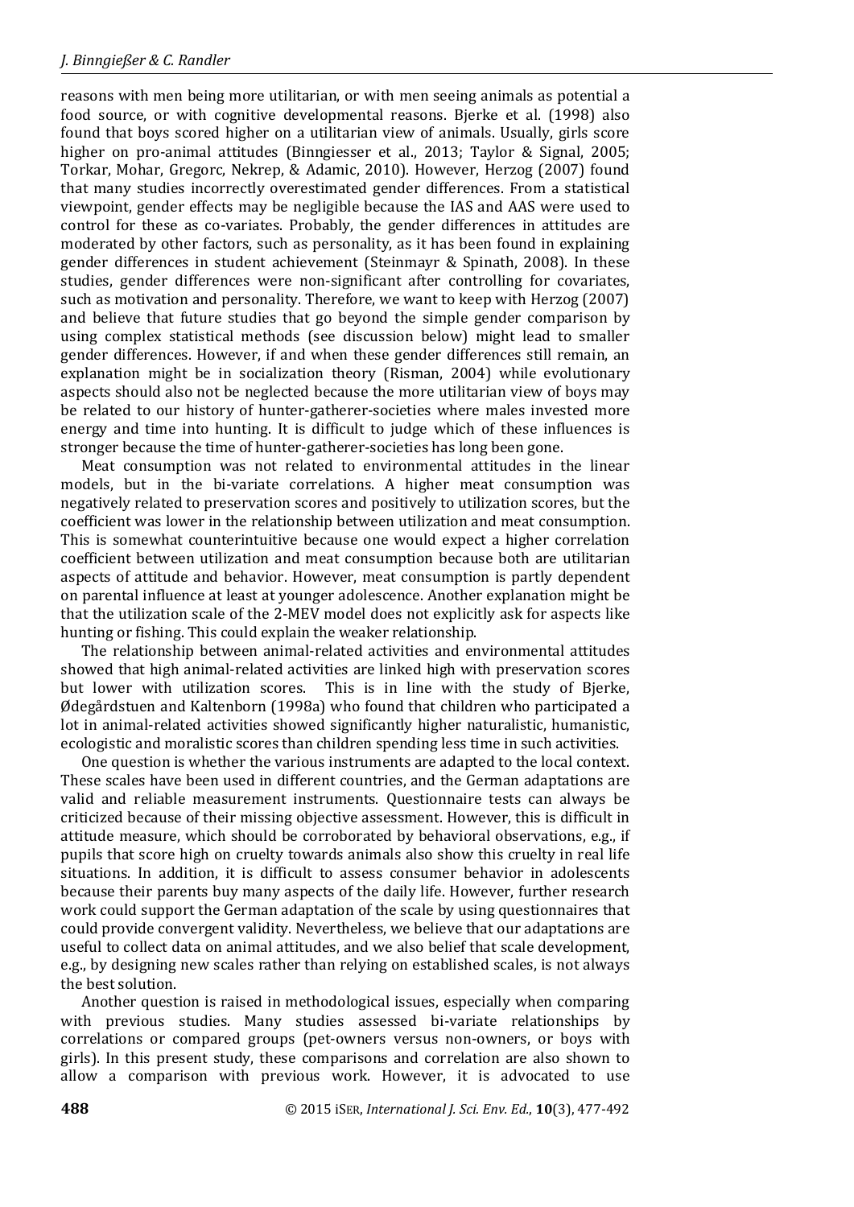reasons with men being more utilitarian, or with men seeing animals as potential a food source, or with cognitive developmental reasons. Bjerke et al. (1998) also found that boys scored higher on a utilitarian view of animals. Usually, girls score higher on pro-animal attitudes (Binngiesser et al., 2013; Taylor & Signal, 2005; Torkar, Mohar, Gregorc, Nekrep, & Adamic, 2010). However, Herzog (2007) found that many studies incorrectly overestimated gender differences. From a statistical viewpoint, gender effects may be negligible because the IAS and AAS were used to control for these as co-variates. Probably, the gender differences in attitudes are moderated by other factors, such as personality, as it has been found in explaining gender differences in student achievement (Steinmayr & Spinath, 2008). In these studies, gender differences were non-significant after controlling for covariates, such as motivation and personality. Therefore, we want to keep with Herzog (2007) and believe that future studies that go beyond the simple gender comparison by using complex statistical methods (see discussion below) might lead to smaller gender differences. However, if and when these gender differences still remain, an explanation might be in socialization theory (Risman, 2004) while evolutionary aspects should also not be neglected because the more utilitarian view of boys may be related to our history of hunter-gatherer-societies where males invested more energy and time into hunting. It is difficult to judge which of these influences is stronger because the time of hunter-gatherer-societies has long been gone.

Meat consumption was not related to environmental attitudes in the linear models, but in the bi-variate correlations. A higher meat consumption was negatively related to preservation scores and positively to utilization scores, but the coefficient was lower in the relationship between utilization and meat consumption. This is somewhat counterintuitive because one would expect a higher correlation coefficient between utilization and meat consumption because both are utilitarian aspects of attitude and behavior. However, meat consumption is partly dependent on parental influence at least at younger adolescence. Another explanation might be that the utilization scale of the 2-MEV model does not explicitly ask for aspects like hunting or fishing. This could explain the weaker relationship.

The relationship between animal-related activities and environmental attitudes showed that high animal-related activities are linked high with preservation scores but lower with utilization scores. This is in line with the study of Bjerke, Ødegårdstuen and Kaltenborn (1998a) who found that children who participated a lot in animal-related activities showed significantly higher naturalistic, humanistic, ecologistic and moralistic scores than children spending less time in such activities.

One question is whether the various instruments are adapted to the local context. These scales have been used in different countries, and the German adaptations are valid and reliable measurement instruments. Questionnaire tests can always be criticized because of their missing objective assessment. However, this is difficult in attitude measure, which should be corroborated by behavioral observations, e.g., if pupils that score high on cruelty towards animals also show this cruelty in real life situations. In addition, it is difficult to assess consumer behavior in adolescents because their parents buy many aspects of the daily life. However, further research work could support the German adaptation of the scale by using questionnaires that could provide convergent validity. Nevertheless, we believe that our adaptations are useful to collect data on animal attitudes, and we also belief that scale development, e.g., by designing new scales rather than relying on established scales, is not always the best solution.

Another question is raised in methodological issues, especially when comparing with previous studies. Many studies assessed bi-variate relationships by correlations or compared groups (pet-owners versus non-owners, or boys with girls). In this present study, these comparisons and correlation are also shown to allow a comparison with previous work. However, it is advocated to use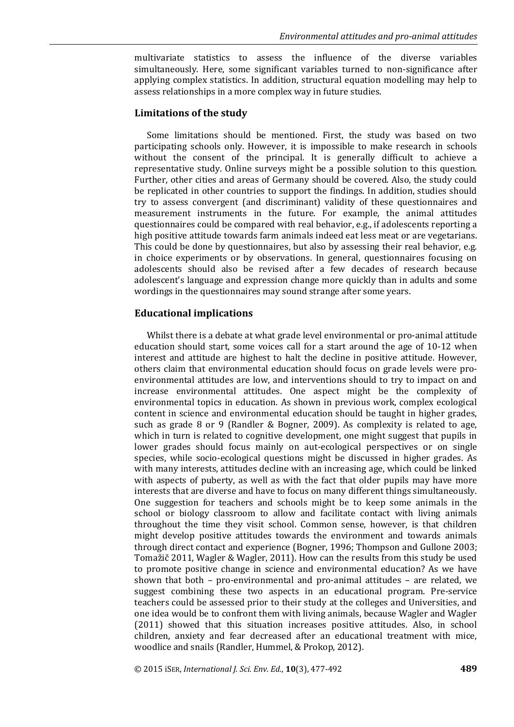multivariate statistics to assess the influence of the diverse variables simultaneously. Here, some significant variables turned to non-significance after applying complex statistics. In addition, structural equation modelling may help to assess relationships in a more complex way in future studies.

## Limitations of the study

Some limitations should be mentioned. First, the study was based on two participating schools only. However, it is impossible to make research in schools without the consent of the principal. It is generally difficult to achieve a representative study. Online surveys might be a possible solution to this question. Further, other cities and areas of Germany should be covered. Also, the study could be replicated in other countries to support the findings. In addition, studies should try to assess convergent (and discriminant) validity of these questionnaires and measurement instruments in the future. For example, the animal attitudes questionnaires could be compared with real behavior, e.g., if adolescents reporting a high positive attitude towards farm animals indeed eat less meat or are vegetarians. This could be done by questionnaires, but also by assessing their real behavior, e.g. in choice experiments or by observations. In general, questionnaires focusing on adolescents should also be revised after a few decades of research because adolescent's language and expression change more quickly than in adults and some wordings in the questionnaires may sound strange after some years.

## Educational implications

Whilst there is a debate at what grade level environmental or pro-animal attitude education should start, some voices call for a start around the age of 10-12 when interest and attitude are highest to halt the decline in positive attitude. However, others claim that environmental education should focus on grade levels were pro-environmental attitudes are low, and interventions should to try to impact on and increase environmental attitudes. One aspect might be the complexity of environmental topics in education. As shown in previous work, complex ecological content in science and environmental education should be taught in higher grades, such as grade 8 or 9 (Randler & Bogner, 2009). As complexity is related to age, which in turn is related to cognitive development, one might suggest that pupils in lower grades should focus mainly on aut-ecological perspectives or on single species, while socio-ecological questions might be discussed in higher grades. As with many interests, attitudes decline with an increasing age, which could be linked with aspects of puberty, as well as with the fact that older pupils may have more interests that are diverse and have to focus on many different things simultaneously. One suggestion for teachers and schools might be to keep some animals in the school or biology classroom to allow and facilitate contact with living animals throughout the time they visit school. Common sense, however, is that children might develop positive attitudes towards the environment and towards animals through direct contact and experience (Bogner, 1996; Thompson and Gullone 2003; Tomažič 2011, Wagler & Wagler, 2011). How can the results from this study be used to promote positive change in science and environmental education? As we have shown that both – pro-environmental and pro-animal attitudes – are related, we suggest combining these two aspects in an educational program. Pre-service teachers could be assessed prior to their study at the colleges and Universities, and one idea would be to confront them with living animals, because Wagler and Wagler (2011) showed that this situation increases positive attitudes. Also, in school children, anxiety and fear decreased after an educational treatment with mice, woodlice and snails (Randler, Hummel, & Prokop, 2012).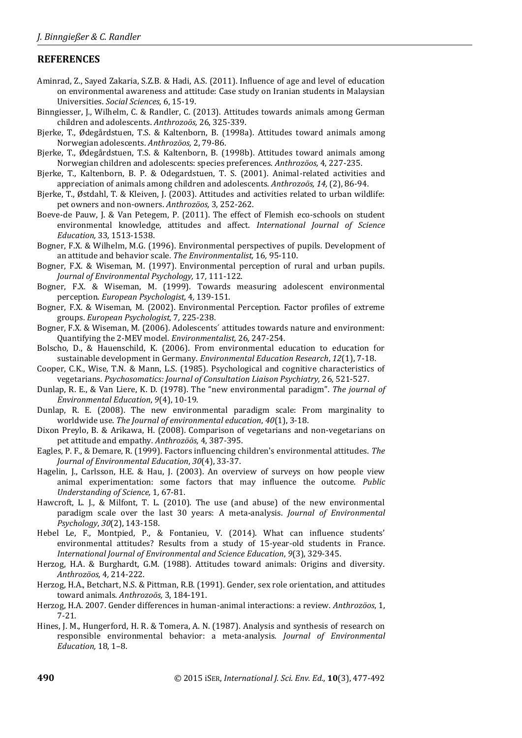## REFERENCES

Aminrad, Z., Sayed Zakaria, S.Z.B. & Hadi, A.S. (2011). Influence of age and level of education on environmental awareness and attitude: Case study on Iranian students in Malaysian Universities. *Social Sciences,* 6, 15-19.

Binngiesser, J., Wilhelm, C. & Randler, C. (2013). Attitudes towards animals among German children and adolescents. *Anthrozoös,* 26, 325-339.

Bjerke, T., Ødegårdstuen, T.S. & Kaltenborn, B. (1998a). Attitudes toward animals among Norwegian adolescents. *Anthrozöos,* 2, 79-86.

Bjerke, T., Ødegårdstuen, T.S. & Kaltenborn, B. (1998b). Attitudes toward animals among Norwegian children and adolescents: species preferences. *Anthrozöos,* 4, 227-235.

Bjerke, T., Kaltenborn, B. P. & Odegardstuen, T. S. (2001). Animal-related activities and appreciation of animals among children and adolescents. *Anthrozoös, 14,* (2), 86-94.

Bjerke, T., Østdahl, T. & Kleiven, J. (2003). Attitudes and activities related to urban wildlife: pet owners and non-owners. *Anthrozöos,* 3, 252-262.

Boeve-de Pauw, J. & Van Petegem, P. (2011). The effect of Flemish eco-schools on student environmental knowledge, attitudes and affect. *International Journal of Science Education,* 33, 1513-1538.

Bogner, F.X. & Wilhelm, M.G. (1996). Environmental perspectives of pupils. Development of an attitude and behavior scale. *The Environmentalist,* 16, 95-110.

Bogner, F.X. & Wiseman, M. (1997). Environmental perception of rural and urban pupils. *Journal of Environmental Psychology,* 17, 111-122.

Bogner, F.X. & Wiseman, M. (1999). Towards measuring adolescent environmental perception. *European Psychologist,* 4, 139-151.

Bogner, F.X. & Wiseman, M. (2002). Environmental Perception. Factor profiles of extreme groups. *European Psychologist,* 7, 225-238.

Bogner, F.X. & Wiseman, M. (2006). Adolescents´ attitudes towards nature and environment: Quantifying the 2-MEV model. *Environmentalist,* 26, 247-254.

Bolscho, D., & Hauenschild, K. (2006). From environmental education to education for sustainable development in Germany. *Environmental Education Research*, *12*(1), 7-18.

Cooper, C.K., Wise, T.N. & Mann, L.S. (1985). Psychological and cognitive characteristics of vegetarians. *Psychosomatics: Journal of Consultation Liaison Psychiatry,* 26, 521-527.

Dunlap, R. E., & Van Liere, K. D. (1978). The "new environmental paradigm". *The journal of Environmental Education*, *9*(4), 10-19.

Dunlap, R. E. (2008). The new environmental paradigm scale: From marginality to worldwide use. *The Journal of environmental education*, *40*(1), 3-18.

Dixon Preylo, B. & Arikawa, H. (2008). Comparison of vegetarians and non-vegetarians on pet attitude and empathy. *Anthrozöös,* 4, 387-395.

Eagles, P. F., & Demare, R. (1999). Factors influencing children's environmental attitudes. *The Journal of Environmental Education*, *30*(4), 33-37.

Hagelin, J., Carlsson, H.E. & Hau, J. (2003). An overview of surveys on how people view animal experimentation: some factors that may influence the outcome. *Public Understanding of Science,* 1, 67-81.

Hawcroft, L. J., & Milfont, T. L. (2010). The use (and abuse) of the new environmental paradigm scale over the last 30 years: A meta-analysis. *Journal of Environmental Psychology*, *30*(2), 143-158.

Hebel Le, F., Montpied, P., & Fontanieu, V. (2014). What can influence students' environmental attitudes? Results from a study of 15-year-old students in France. *International Journal of Environmental and Science Education*, *9*(3), 329-345.

Herzog, H.A. & Burghardt, G.M. (1988). Attitudes toward animals: Origins and diversity. *Anthrozöos,* 4, 214-222.

Herzog, H.A., Betchart, N.S. & Pittman, R.B. (1991). Gender, sex role orientation, and attitudes toward animals. *Anthrozoös,* 3, 184-191.

Herzog, H.A. 2007. Gender differences in human-animal interactions: a review. *Anthrozöos*, 1, 7-21.

Hines, J. M., Hungerford, H. R. & Tomera, A. N. (1987). Analysis and synthesis of research on responsible environmental behavior: a meta-analysis. *Journal of Environmental Education,* 18, 1–8.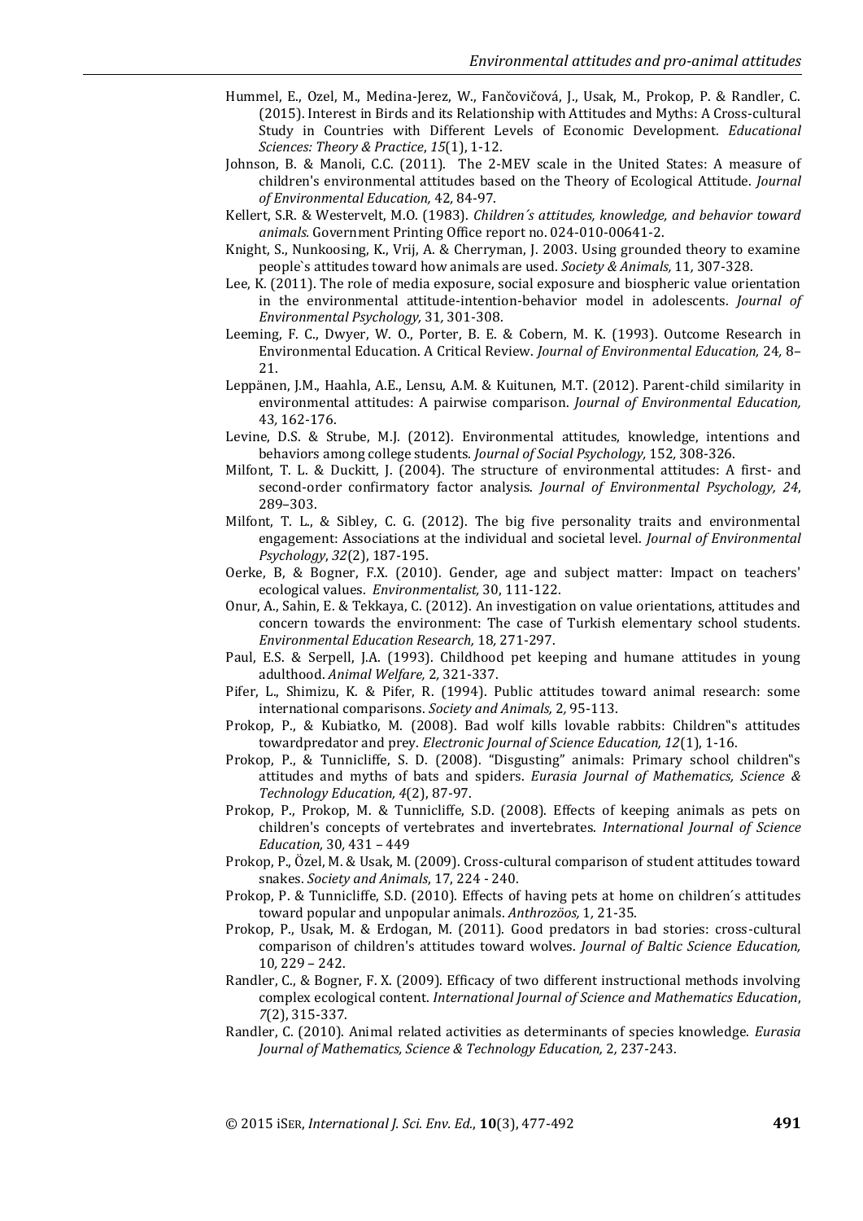Hummel, E., Ozel, M., Medina-Jerez, W., Fančovičová, J., Usak, M., Prokop, P. & Randler, C. (2015). Interest in Birds and its Relationship with Attitudes and Myths: A Cross-cultural Study in Countries with Different Levels of Economic Development. *Educational Sciences: Theory & Practice*, *15*(1), 1-12.

Johnson, B. & Manoli, C.C. (2011). The 2-MEV scale in the United States: A measure of children's environmental attitudes based on the Theory of Ecological Attitude. *Journal of Environmental Education,* 42*,* 84-97.

Kellert, S.R. & Westervelt, M.O. (1983). *Children´s attitudes, knowledge, and behavior toward animals.* Government Printing Office report no. 024-010-00641-2.

Knight, S., Nunkoosing, K., Vrij, A. & Cherryman, J. 2003. Using grounded theory to examine people`s attitudes toward how animals are used. *Society & Animals,* 11*,* 307-328.

Lee, K. (2011). The role of media exposure, social exposure and biospheric value orientation in the environmental attitude-intention-behavior model in adolescents. *Journal of Environmental Psychology,* 31*,* 301-308.

Leeming, F. C., Dwyer, W. O., Porter, B. E. & Cobern, M. K. (1993). Outcome Research in Environmental Education. A Critical Review. *Journal of Environmental Education,* 24*,* 8–21.

Leppänen, J.M., Haahla, A.E., Lensu, A.M. & Kuitunen, M.T. (2012). Parent-child similarity in environmental attitudes: A pairwise comparison. *Journal of Environmental Education,* 43*,* 162-176.

Levine, D.S. & Strube, M.J. (2012). Environmental attitudes, knowledge, intentions and behaviors among college students. *Journal of Social Psychology,* 152*,* 308-326.

Milfont, T. L. & Duckitt, J. (2004). The structure of environmental attitudes: A first- and second-order confirmatory factor analysis. *Journal of Environmental Psychology, 24*, 289–303.

Milfont, T. L., & Sibley, C. G. (2012). The big five personality traits and environmental engagement: Associations at the individual and societal level. *Journal of Environmental Psychology*, *32*(2), 187-195.

Oerke, B, & Bogner, F.X. (2010). Gender, age and subject matter: Impact on teachers' ecological values. *Environmentalist,* 30, 111-122.

Onur, A., Sahin, E. & Tekkaya, C. (2012). An investigation on value orientations, attitudes and concern towards the environment: The case of Turkish elementary school students. *Environmental Education Research,* 18*,* 271-297.

Paul, E.S. & Serpell, J.A. (1993). Childhood pet keeping and humane attitudes in young adulthood. *Animal Welfare,* 2*,* 321-337.

Pifer, L., Shimizu, K. & Pifer, R. (1994). Public attitudes toward animal research: some international comparisons. *Society and Animals,* 2*,* 95-113.

Prokop, P., & Kubiatko, M. (2008). Bad wolf kills lovable rabbits: Children"s attitudes towardpredator and prey. *Electronic Journal of Science Education, 12*(1), 1-16.

Prokop, P., & Tunnicliffe, S. D. (2008). "Disgusting" animals: Primary school children"s attitudes and myths of bats and spiders. *Eurasia Journal of Mathematics, Science & Technology Education, 4*(2), 87-97.

Prokop, P., Prokop, M. & Tunnicliffe, S.D. (2008). Effects of keeping animals as pets on children's concepts of vertebrates and invertebrates. *International Journal of Science Education,* 30*,* 431 – 449

Prokop, P., Özel, M. & Usak, M. (2009). Cross-cultural comparison of student attitudes toward snakes. *Society and Animals*, 17, 224 - 240.

Prokop, P. & Tunnicliffe, S.D. (2010). Effects of having pets at home on children´s attitudes toward popular and unpopular animals. *Anthrozöos,* 1*,* 21-35.

Prokop, P., Usak, M. & Erdogan, M. (2011). Good predators in bad stories: cross-cultural comparison of children's attitudes toward wolves. *Journal of Baltic Science Education,* 10*,* 229 – 242.

Randler, C., & Bogner, F. X. (2009). Efficacy of two different instructional methods involving complex ecological content. *International Journal of Science and Mathematics Education*, *7*(2), 315-337.

Randler, C. (2010). Animal related activities as determinants of species knowledge. *Eurasia Journal of Mathematics, Science & Technology Education,* 2*,* 237-243.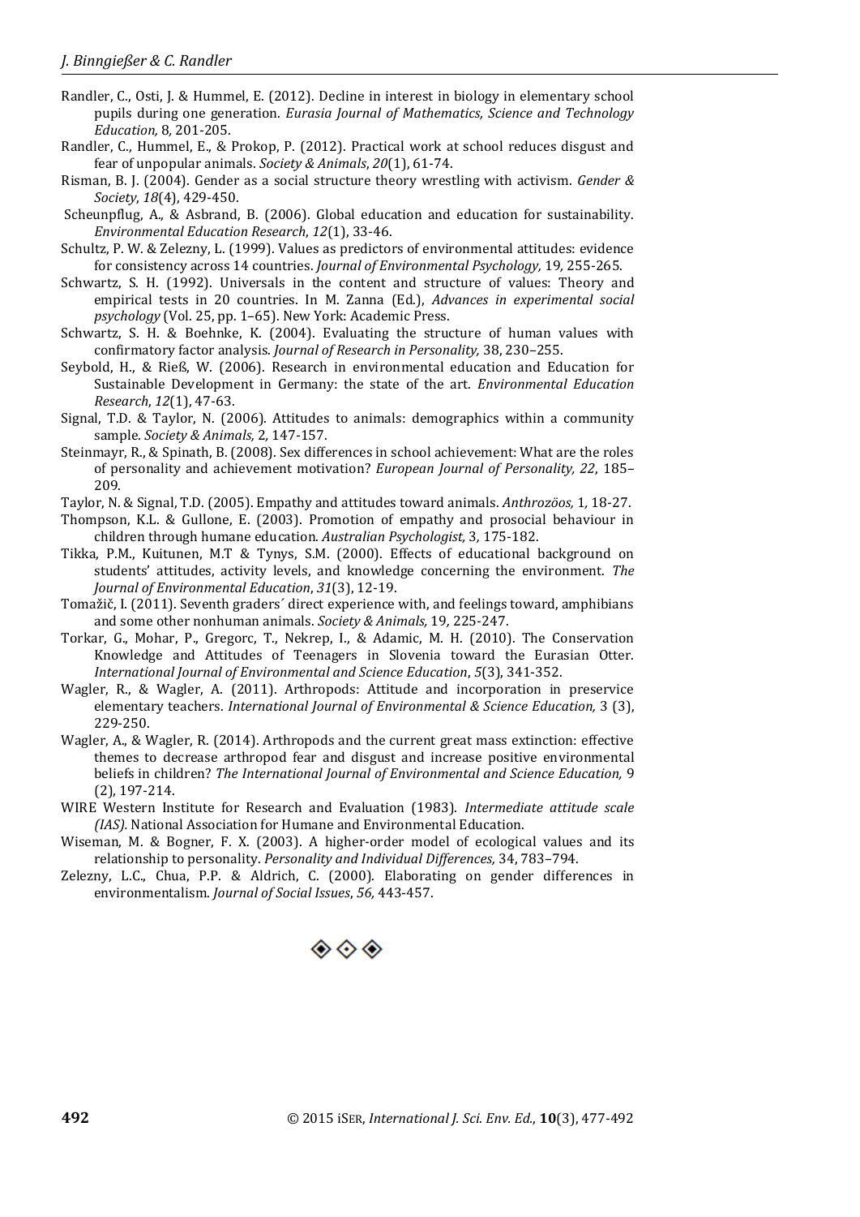Randler, C., Osti, J. & Hummel, E. (2012). Decline in interest in biology in elementary school pupils during one generation. *Eurasia Journal of Mathematics, Science and Technology Education,* 8, 201-205.

Randler, C., Hummel, E., & Prokop, P. (2012). Practical work at school reduces disgust and fear of unpopular animals. *Society & Animals*, *20*(1), 61-74.

Risman, B. J. (2004). Gender as a social structure theory wrestling with activism. *Gender & Society*, *18*(4), 429-450.

Scheunpflug, A., & Asbrand, B. (2006). Global education and education for sustainability. *Environmental Education Research*, *12*(1), 33-46.

Schultz, P. W. & Zelezny, L. (1999). Values as predictors of environmental attitudes: evidence for consistency across 14 countries. *Journal of Environmental Psychology,* 19, 255-265.

Schwartz, S. H. (1992). Universals in the content and structure of values: Theory and empirical tests in 20 countries. In M. Zanna (Ed.), *Advances in experimental social psychology* (Vol. 25, pp. 1–65). New York: Academic Press.

Schwartz, S. H. & Boehnke, K. (2004). Evaluating the structure of human values with confirmatory factor analysis. *Journal of Research in Personality,* 38, 230–255.

Seybold, H., & Rieß, W. (2006). Research in environmental education and Education for Sustainable Development in Germany: the state of the art. *Environmental Education Research*, *12*(1), 47-63.

Signal, T.D. & Taylor, N. (2006). Attitudes to animals: demographics within a community sample. *Society & Animals,* 2, 147-157.

Steinmayr, R., & Spinath, B. (2008). Sex differences in school achievement: What are the roles of personality and achievement motivation? *European Journal of Personality, 22*, 185–209.

Taylor, N. & Signal, T.D. (2005). Empathy and attitudes toward animals. *Anthrozöos,* 1, 18-27.

Thompson, K.L. & Gullone, E. (2003). Promotion of empathy and prosocial behaviour in children through humane education. *Australian Psychologist,* 3, 175-182.

Tikka, P.M., Kuitunen, M.T & Tynys, S.M. (2000). Effects of educational background on students' attitudes, activity levels, and knowledge concerning the environment. *The Journal of Environmental Education*, *31*(3), 12-19.

Tomažič, I. (2011). Seventh graders´ direct experience with, and feelings toward, amphibians and some other nonhuman animals. *Society & Animals,* 19, 225-247.

Torkar, G., Mohar, P., Gregorc, T., Nekrep, I., & Adamic, M. H. (2010). The Conservation Knowledge and Attitudes of Teenagers in Slovenia toward the Eurasian Otter. *International Journal of Environmental and Science Education*, *5*(3), 341-352.

Wagler, R., & Wagler, A. (2011). Arthropods: Attitude and incorporation in preservice elementary teachers. *International Journal of Environmental & Science Education,* 3 (3), 229-250.

Wagler, A., & Wagler, R. (2014). Arthropods and the current great mass extinction: effective themes to decrease arthropod fear and disgust and increase positive environmental beliefs in children? *The International Journal of Environmental and Science Education,* 9 (2), 197-214.

WIRE Western Institute for Research and Evaluation (1983). *Intermediate attitude scale (IAS).* National Association for Humane and Environmental Education.

Wiseman, M. & Bogner, F. X. (2003). A higher-order model of ecological values and its relationship to personality. *Personality and Individual Differences,* 34, 783–794.

Zelezny, L.C., Chua, P.P. & Aldrich, C. (2000). Elaborating on gender differences in environmentalism. *Journal of Social Issues*, *56,* 443-457.

◈◈◈